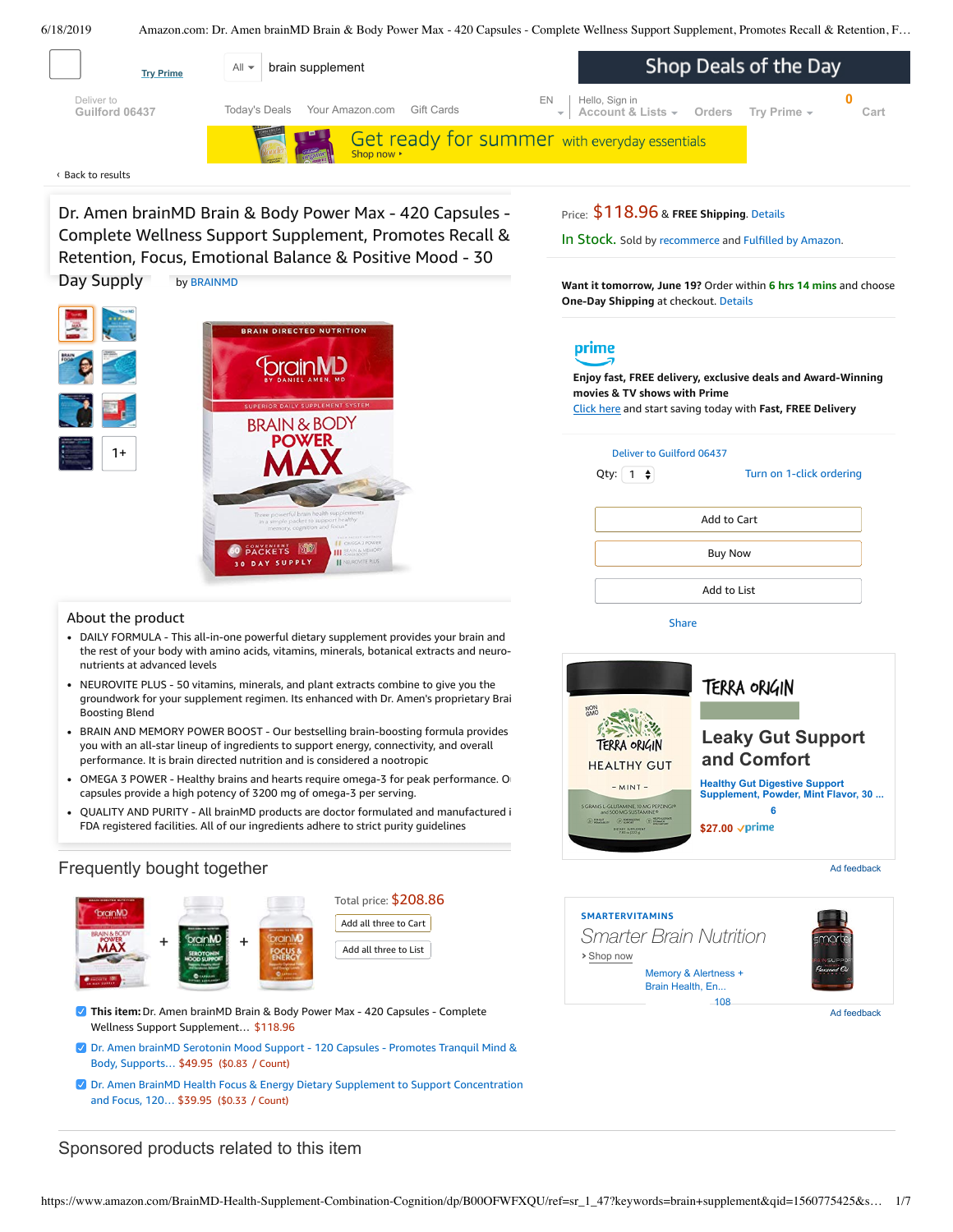Try Prime

All ▾ brain supplement

Shop Deals of the Day

Deliver to
Guilford 06437

Today's Deals Your Amazon.com Gift Cards

EN

Hello, Sign in
Account & Lists ▾ Orders Try Prime ▾ 0 Cart

Get ready for summer with everyday essentials
Shop now ›

‹ Back to results

# Dr. Amen brainMD Brain & Body Power Max - 420 Capsules - Complete Wellness Support Supplement, Promotes Recall & Retention, Focus, Emotional Balance & Positive Mood - 30 Day Supply

by BRAINMD

1+

Price: $118.96 & FREE Shipping. Details

In Stock. Sold by recommerce and Fulfilled by Amazon.

**Want it tomorrow, June 19?** Order within **6 hrs 14 mins** and choose **One-Day Shipping** at checkout. Details

prime

**Enjoy fast, FREE delivery, exclusive deals and Award-Winning movies & TV shows with Prime**
Click here and start saving today with **Fast, FREE Delivery**

Deliver to Guilford 06437

Qty: 1 Turn on 1-click ordering

Add to Cart

Buy Now

Add to List

Share

TERRA ORIGIN

**Leaky Gut Support and Comfort**

Healthy Gut Digestive Support Supplement, Powder, Mint Flavor, 30 ...

6

$27.00 prime

Ad feedback

## About the product

- DAILY FORMULA - This all-in-one powerful dietary supplement provides your brain and the rest of your body with amino acids, vitamins, minerals, botanical extracts and neuro-nutrients at advanced levels
- NEUROVITE PLUS - 50 vitamins, minerals, and plant extracts combine to give you the groundwork for your supplement regimen. Its enhanced with Dr. Amen's proprietary Brai Boosting Blend
- BRAIN AND MEMORY POWER BOOST - Our bestselling brain-boosting formula provides you with an all-star lineup of ingredients to support energy, connectivity, and overall performance. It is brain directed nutrition and is considered a nootropic
- OMEGA 3 POWER - Healthy brains and hearts require omega-3 for peak performance. O capsules provide a high potency of 3200 mg of omega-3 per serving.
- QUALITY AND PURITY - All brainMD products are doctor formulated and manufactured i FDA registered facilities. All of our ingredients adhere to strict purity guidelines

SMARTERVITAMINS

*Smarter Brain Nutrition*

› Shop now

Memory & Alertness + Brain Health, En...

108

Ad feedback

## Frequently bought together

Total price: $208.86

Add all three to Cart

Add all three to List

- **This item:** Dr. Amen brainMD Brain & Body Power Max - 420 Capsules - Complete Wellness Support Supplement… $118.96
- Dr. Amen brainMD Serotonin Mood Support - 120 Capsules - Promotes Tranquil Mind & Body, Supports… $49.95 ($0.83 / Count)
- Dr. Amen BrainMD Health Focus & Energy Dietary Supplement to Support Concentration and Focus, 120… $39.95 ($0.33 / Count)

## Sponsored products related to this item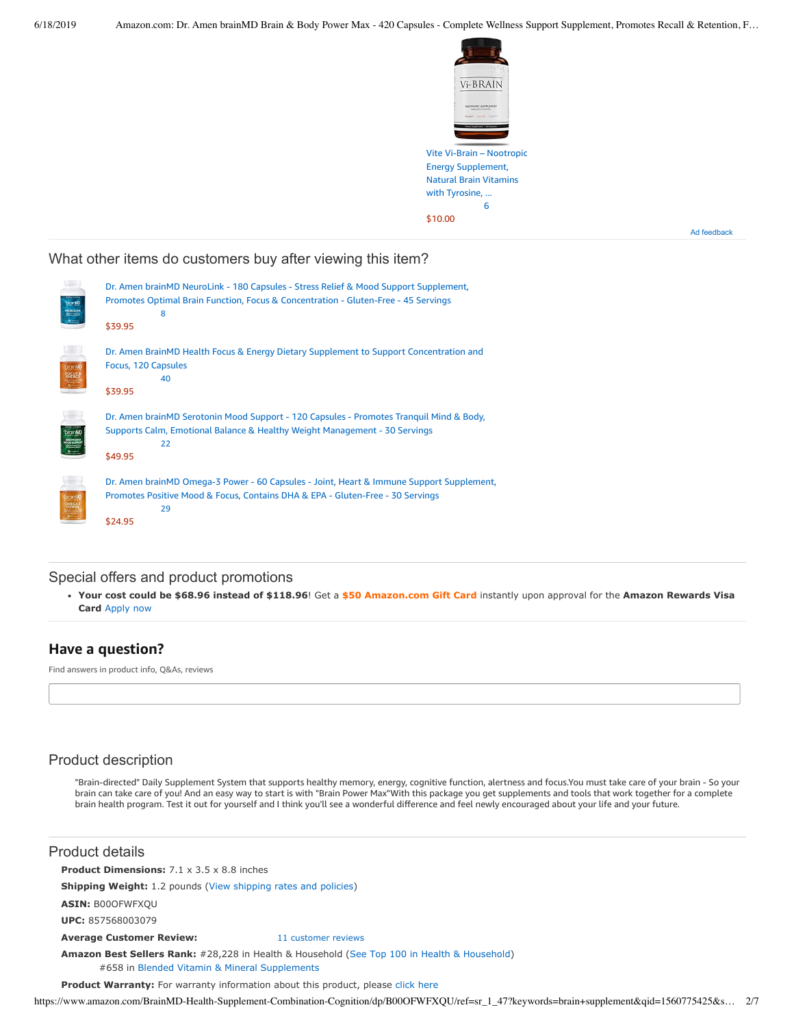Vite Vi-Brain – Nootropic Energy Supplement, Natural Brain Vitamins with Tyrosine, ...
6
$10.00

Ad feedback

## What other items do customers buy after viewing this item?

Dr. Amen brainMD NeuroLink - 180 Capsules - Stress Relief & Mood Support Supplement, Promotes Optimal Brain Function, Focus & Concentration - Gluten-Free - 45 Servings
8
$39.95

Dr. Amen BrainMD Health Focus & Energy Dietary Supplement to Support Concentration and Focus, 120 Capsules
40
$39.95

Dr. Amen brainMD Serotonin Mood Support - 120 Capsules - Promotes Tranquil Mind & Body, Supports Calm, Emotional Balance & Healthy Weight Management - 30 Servings
22
$49.95

Dr. Amen brainMD Omega-3 Power - 60 Capsules - Joint, Heart & Immune Support Supplement, Promotes Positive Mood & Focus, Contains DHA & EPA - Gluten-Free - 30 Servings
29
$24.95

## Special offers and product promotions

- **Your cost could be $68.96 instead of $118.96**! Get a **$50 Amazon.com Gift Card** instantly upon approval for the **Amazon Rewards Visa Card** Apply now

## Have a question?

Find answers in product info, Q&As, reviews

## Product description

"Brain-directed" Daily Supplement System that supports healthy memory, energy, cognitive function, alertness and focus.You must take care of your brain - So your brain can take care of you! And an easy way to start is with "Brain Power Max"With this package you get supplements and tools that work together for a complete brain health program. Test it out for yourself and I think you'll see a wonderful difference and feel newly encouraged about your life and your future.

## Product details

**Product Dimensions:** 7.1 x 3.5 x 8.8 inches

**Shipping Weight:** 1.2 pounds (View shipping rates and policies)

**ASIN:** B00OFWFXQU

**UPC:** 857568003079

**Average Customer Review:** 11 customer reviews

**Amazon Best Sellers Rank:** #28,228 in Health & Household (See Top 100 in Health & Household)
#658 in Blended Vitamin & Mineral Supplements

**Product Warranty:** For warranty information about this product, please click here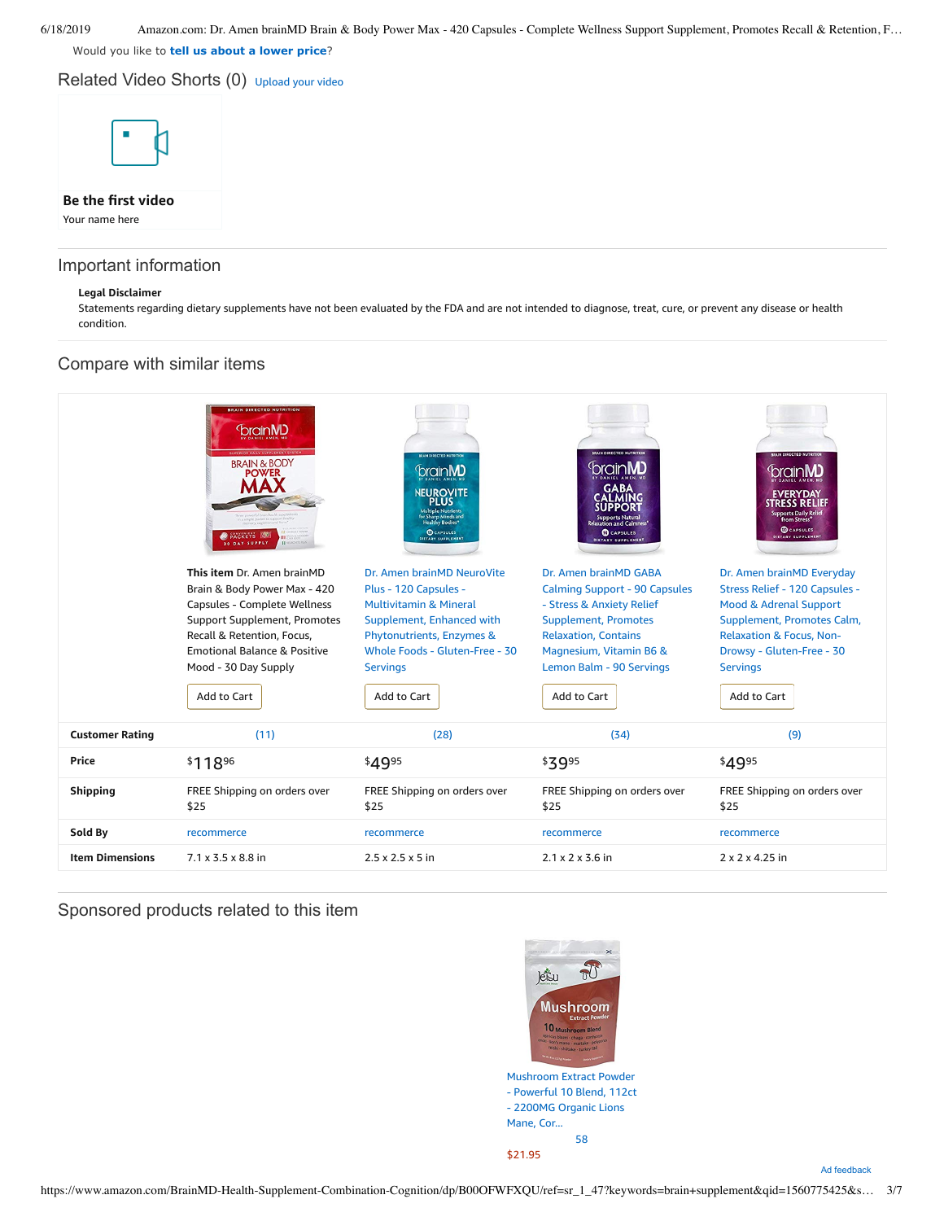Would you like to **tell us about a lower price**?

## Related Video Shorts (0) Upload your video

**Be the first video**

Your name here

## Important information

**Legal Disclaimer**

Statements regarding dietary supplements have not been evaluated by the FDA and are not intended to diagnose, treat, cure, or prevent any disease or health condition.

## Compare with similar items

| | **This item** Dr. Amen brainMD Brain & Body Power Max - 420 Capsules - Complete Wellness Support Supplement, Promotes Recall & Retention, Focus, Emotional Balance & Positive Mood - 30 Day Supply | Dr. Amen brainMD NeuroVite Plus - 120 Capsules - Multivitamin & Mineral Supplement, Enhanced with Phytonutrients, Enzymes & Whole Foods - Gluten-Free - 30 Servings | Dr. Amen brainMD GABA Calming Support - 90 Capsules - Stress & Anxiety Relief Supplement, Promotes Relaxation, Contains Magnesium, Vitamin B6 & Lemon Balm - 90 Servings | Dr. Amen brainMD Everyday Stress Relief - 120 Capsules - Mood & Adrenal Support Supplement, Promotes Calm, Relaxation & Focus, Non-Drowsy - Gluten-Free - 30 Servings |
|---|---|---|---|---|
| | Add to Cart | Add to Cart | Add to Cart | Add to Cart |
| **Customer Rating** | (11) | (28) | (34) | (9) |
| **Price** | $118.96 | $49.95 | $39.95 | $49.95 |
| **Shipping** | FREE Shipping on orders over $25 | FREE Shipping on orders over $25 | FREE Shipping on orders over $25 | FREE Shipping on orders over $25 |
| **Sold By** | recommerce | recommerce | recommerce | recommerce |
| **Item Dimensions** | 7.1 x 3.5 x 8.8 in | 2.5 x 2.5 x 5 in | 2.1 x 2 x 3.6 in | 2 x 2 x 4.25 in |

## Sponsored products related to this item

Mushroom Extract Powder - Powerful 10 Blend, 112ct - 2200MG Organic Lions Mane, Cor...

58

$21.95

Ad feedback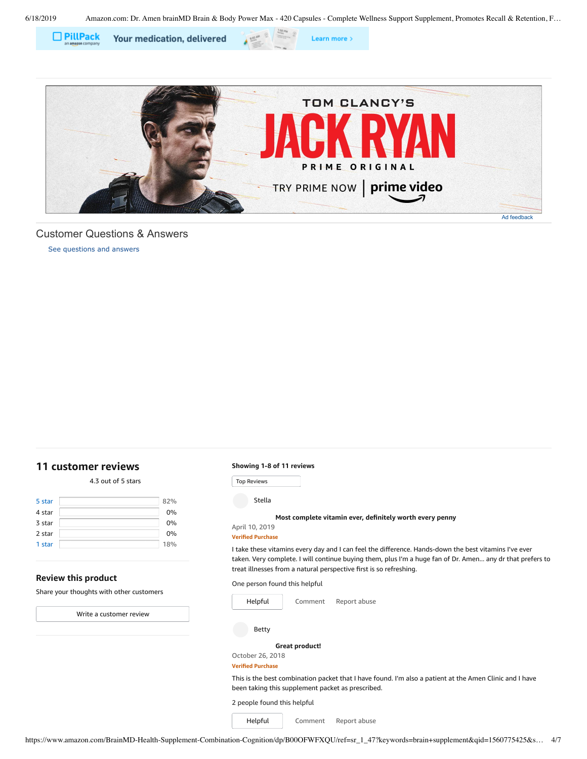## Customer Questions & Answers

See questions and answers

## 11 customer reviews

4.3 out of 5 stars

| | |
|---|---|
| 5 star | 82% |
| 4 star | 0% |
| 3 star | 0% |
| 2 star | 0% |
| 1 star | 18% |

### Review this product

Share your thoughts with other customers

Write a customer review

**Showing 1-8 of 11 reviews**

Top Reviews

Stella

**Most complete vitamin ever, definitely worth every penny**

April 10, 2019

**Verified Purchase**

I take these vitamins every day and I can feel the difference. Hands-down the best vitamins I've ever taken. Very complete. I will continue buying them, plus I'm a huge fan of Dr. Amen… any dr that prefers to treat illnesses from a natural perspective first is so refreshing.

One person found this helpful

Helpful Comment Report abuse

Betty

**Great product!**

October 26, 2018

**Verified Purchase**

This is the best combination packet that I have found. I'm also a patient at the Amen Clinic and I have been taking this supplement packet as prescribed.

2 people found this helpful

Helpful Comment Report abuse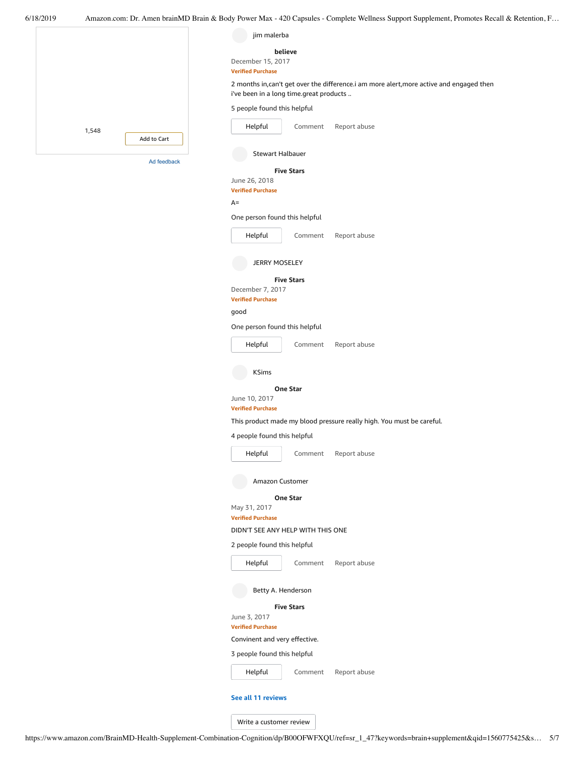1,548

Add to Cart

Ad feedback

jim malerba

**believe**

December 15, 2017

Verified Purchase

2 months in,can't get over the difference.i am more alert,more active and engaged then i've been in a long time.great products ..

5 people found this helpful

Helpful | Comment | Report abuse

Stewart Halbauer

**Five Stars**

June 26, 2018

Verified Purchase

A=

One person found this helpful

Helpful | Comment | Report abuse

JERRY MOSELEY

**Five Stars**

December 7, 2017

Verified Purchase

good

One person found this helpful

Helpful | Comment | Report abuse

KSims

**One Star**

June 10, 2017

Verified Purchase

This product made my blood pressure really high. You must be careful.

4 people found this helpful

Helpful | Comment | Report abuse

Amazon Customer

**One Star**

May 31, 2017

Verified Purchase

DIDN'T SEE ANY HELP WITH THIS ONE

2 people found this helpful

Helpful | Comment | Report abuse

Betty A. Henderson

**Five Stars**

June 3, 2017

Verified Purchase

Convinent and very effective.

3 people found this helpful

Helpful | Comment | Report abuse

**See all 11 reviews**

Write a customer review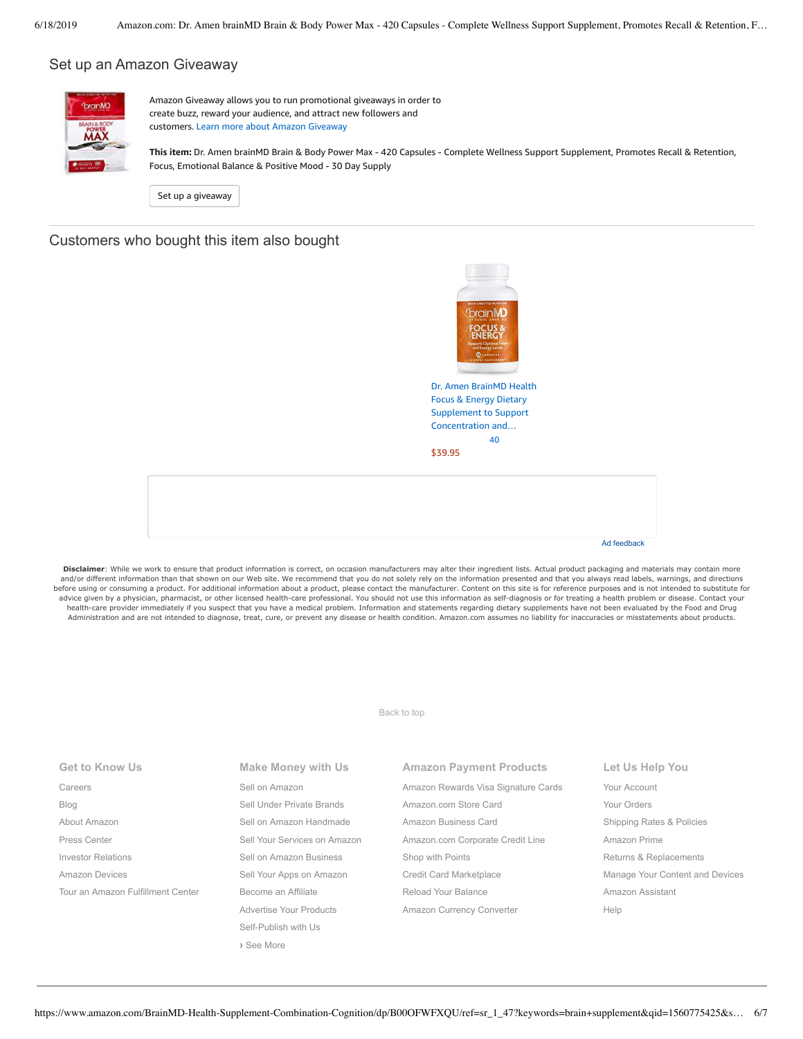## Set up an Amazon Giveaway

Amazon Giveaway allows you to run promotional giveaways in order to create buzz, reward your audience, and attract new followers and customers. Learn more about Amazon Giveaway

**This item:** Dr. Amen brainMD Brain & Body Power Max - 420 Capsules - Complete Wellness Support Supplement, Promotes Recall & Retention, Focus, Emotional Balance & Positive Mood - 30 Day Supply

Set up a giveaway

## Customers who bought this item also bought

Dr. Amen BrainMD Health Focus & Energy Dietary Supplement to Support Concentration and…
40
$39.95

Ad feedback

**Disclaimer**: While we work to ensure that product information is correct, on occasion manufacturers may alter their ingredient lists. Actual product packaging and materials may contain more and/or different information than that shown on our Web site. We recommend that you do not solely rely on the information presented and that you always read labels, warnings, and directions before using or consuming a product. For additional information about a product, please contact the manufacturer. Content on this site is for reference purposes and is not intended to substitute for advice given by a physician, pharmacist, or other licensed health-care professional. You should not use this information as self-diagnosis or for treating a health problem or disease. Contact your health-care provider immediately if you suspect that you have a medical problem. Information and statements regarding dietary supplements have not been evaluated by the Food and Drug Administration and are not intended to diagnose, treat, cure, or prevent any disease or health condition. Amazon.com assumes no liability for inaccuracies or misstatements about products.

Back to top

**Get to Know Us**
- Careers
- Blog
- About Amazon
- Press Center
- Investor Relations
- Amazon Devices
- Tour an Amazon Fulfillment Center

**Make Money with Us**
- Sell on Amazon
- Sell Under Private Brands
- Sell on Amazon Handmade
- Sell Your Services on Amazon
- Sell on Amazon Business
- Sell Your Apps on Amazon
- Become an Affiliate
- Advertise Your Products
- Self-Publish with Us
- › See More

**Amazon Payment Products**
- Amazon Rewards Visa Signature Cards
- Amazon.com Store Card
- Amazon Business Card
- Amazon.com Corporate Credit Line
- Shop with Points
- Credit Card Marketplace
- Reload Your Balance
- Amazon Currency Converter

**Let Us Help You**
- Your Account
- Your Orders
- Shipping Rates & Policies
- Amazon Prime
- Returns & Replacements
- Manage Your Content and Devices
- Amazon Assistant
- Help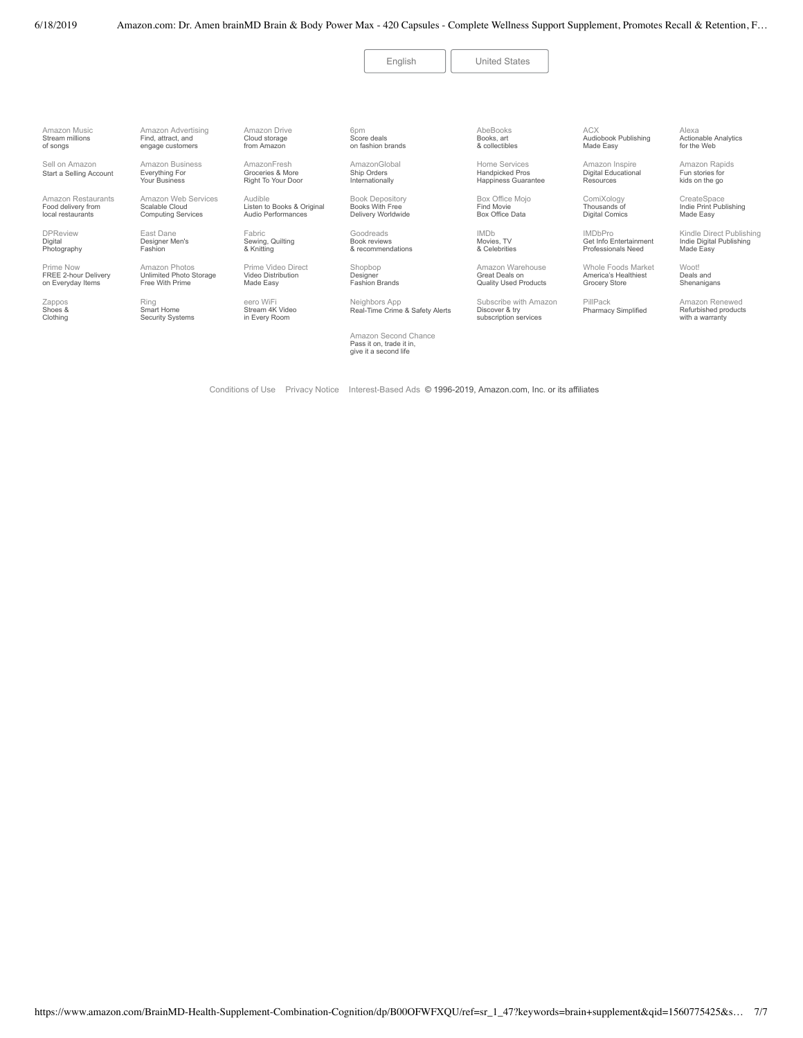English United States

| | | | | | | |
|---|---|---|---|---|---|---|
| Amazon Music<br>Stream millions of songs | Amazon Advertising<br>Find, attract, and engage customers | Amazon Drive<br>Cloud storage from Amazon | 6pm<br>Score deals on fashion brands | AbeBooks<br>Books, art & collectibles | ACX<br>Audiobook Publishing Made Easy | Alexa<br>Actionable Analytics for the Web |
| Sell on Amazon<br>Start a Selling Account | Amazon Business<br>Everything For Your Business | AmazonFresh<br>Groceries & More Right To Your Door | AmazonGlobal<br>Ship Orders Internationally | Home Services<br>Handpicked Pros Happiness Guarantee | Amazon Inspire<br>Digital Educational Resources | Amazon Rapids<br>Fun stories for kids on the go |
| Amazon Restaurants<br>Food delivery from local restaurants | Amazon Web Services<br>Scalable Cloud Computing Services | Audible<br>Listen to Books & Original Audio Performances | Book Depository<br>Books With Free Delivery Worldwide | Box Office Mojo<br>Find Movie Box Office Data | ComiXology<br>Thousands of Digital Comics | CreateSpace<br>Indie Print Publishing Made Easy |
| DPReview<br>Digital Photography | East Dane<br>Designer Men's Fashion | Fabric<br>Sewing, Quilting & Knitting | Goodreads<br>Book reviews & recommendations | IMDb<br>Movies, TV & Celebrities | IMDbPro<br>Get Info Entertainment Professionals Need | Kindle Direct Publishing<br>Indie Digital Publishing Made Easy |
| Prime Now<br>FREE 2-hour Delivery on Everyday Items | Amazon Photos<br>Unlimited Photo Storage Free With Prime | Prime Video Direct<br>Video Distribution Made Easy | Shopbop<br>Designer Fashion Brands | Amazon Warehouse<br>Great Deals on Quality Used Products | Whole Foods Market<br>America's Healthiest Grocery Store | Woot!<br>Deals and Shenanigans |
| Zappos<br>Shoes & Clothing | Ring<br>Smart Home Security Systems | eero WiFi<br>Stream 4K Video in Every Room | Neighbors App<br>Real-Time Crime & Safety Alerts | Subscribe with Amazon<br>Discover & try subscription services | PillPack<br>Pharmacy Simplified | Amazon Renewed<br>Refurbished products with a warranty |
| | | | Amazon Second Chance<br>Pass it on, trade it in, give it a second life | | | |

Conditions of Use Privacy Notice Interest-Based Ads © 1996-2019, Amazon.com, Inc. or its affiliates